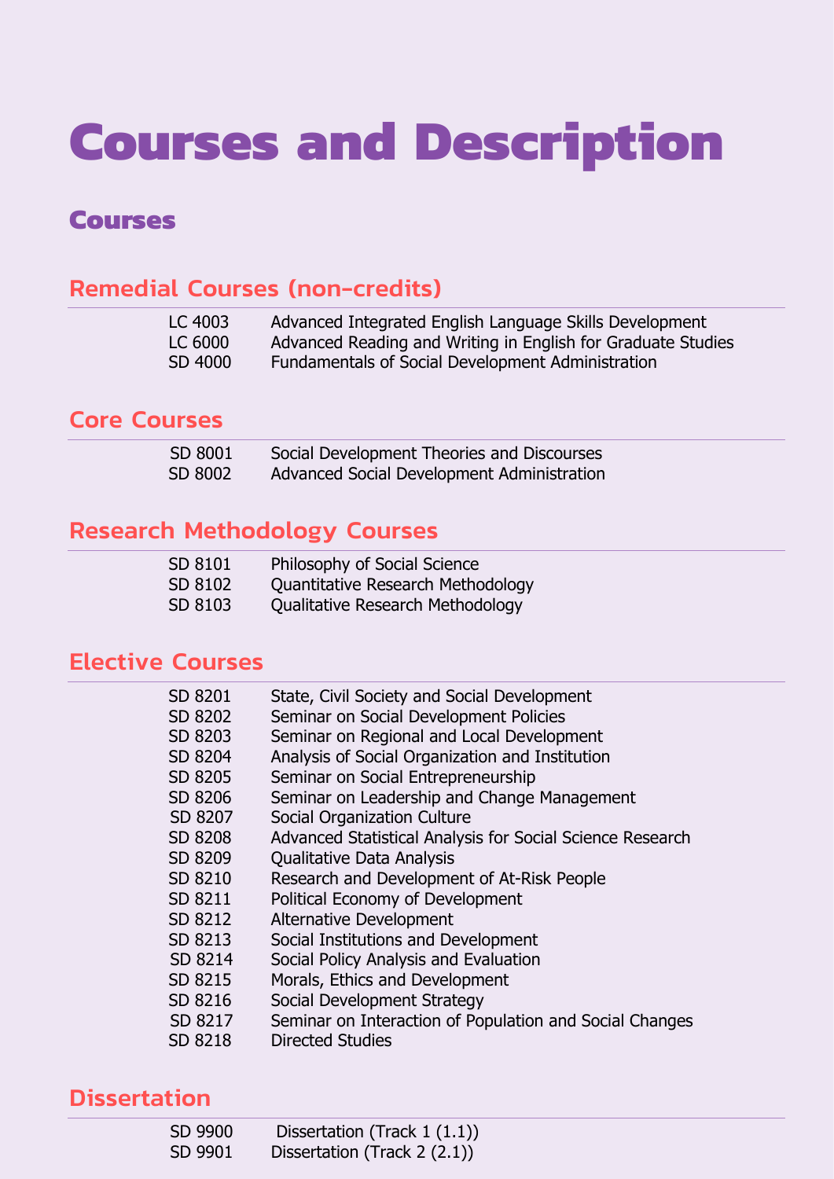# Courses and Description

## Courses

### Remedial Courses (non-credits)

| | |
|---|---|
| LC 4003 | Advanced Integrated English Language Skills Development |
| LC 6000 | Advanced Reading and Writing in English for Graduate Studies |
| SD 4000 | Fundamentals of Social Development Administration |

### Core Courses

| | |
|---|---|
| SD 8001 | Social Development Theories and Discourses |
| SD 8002 | Advanced Social Development Administration |

### Research Methodology Courses

| | |
|---|---|
| SD 8101 | Philosophy of Social Science |
| SD 8102 | Quantitative Research Methodology |
| SD 8103 | Qualitative Research Methodology |

### Elective Courses

| | |
|---|---|
| SD 8201 | State, Civil Society and Social Development |
| SD 8202 | Seminar on Social Development Policies |
| SD 8203 | Seminar on Regional and Local Development |
| SD 8204 | Analysis of Social Organization and Institution |
| SD 8205 | Seminar on Social Entrepreneurship |
| SD 8206 | Seminar on Leadership and Change Management |
| SD 8207 | Social Organization Culture |
| SD 8208 | Advanced Statistical Analysis for Social Science Research |
| SD 8209 | Qualitative Data Analysis |
| SD 8210 | Research and Development of At-Risk People |
| SD 8211 | Political Economy of Development |
| SD 8212 | Alternative Development |
| SD 8213 | Social Institutions and Development |
| SD 8214 | Social Policy Analysis and Evaluation |
| SD 8215 | Morals, Ethics and Development |
| SD 8216 | Social Development Strategy |
| SD 8217 | Seminar on Interaction of Population and Social Changes |
| SD 8218 | Directed Studies |

### Dissertation

| | |
|---|---|
| SD 9900 | Dissertation (Track 1 (1.1)) |
| SD 9901 | Dissertation (Track 2 (2.1)) |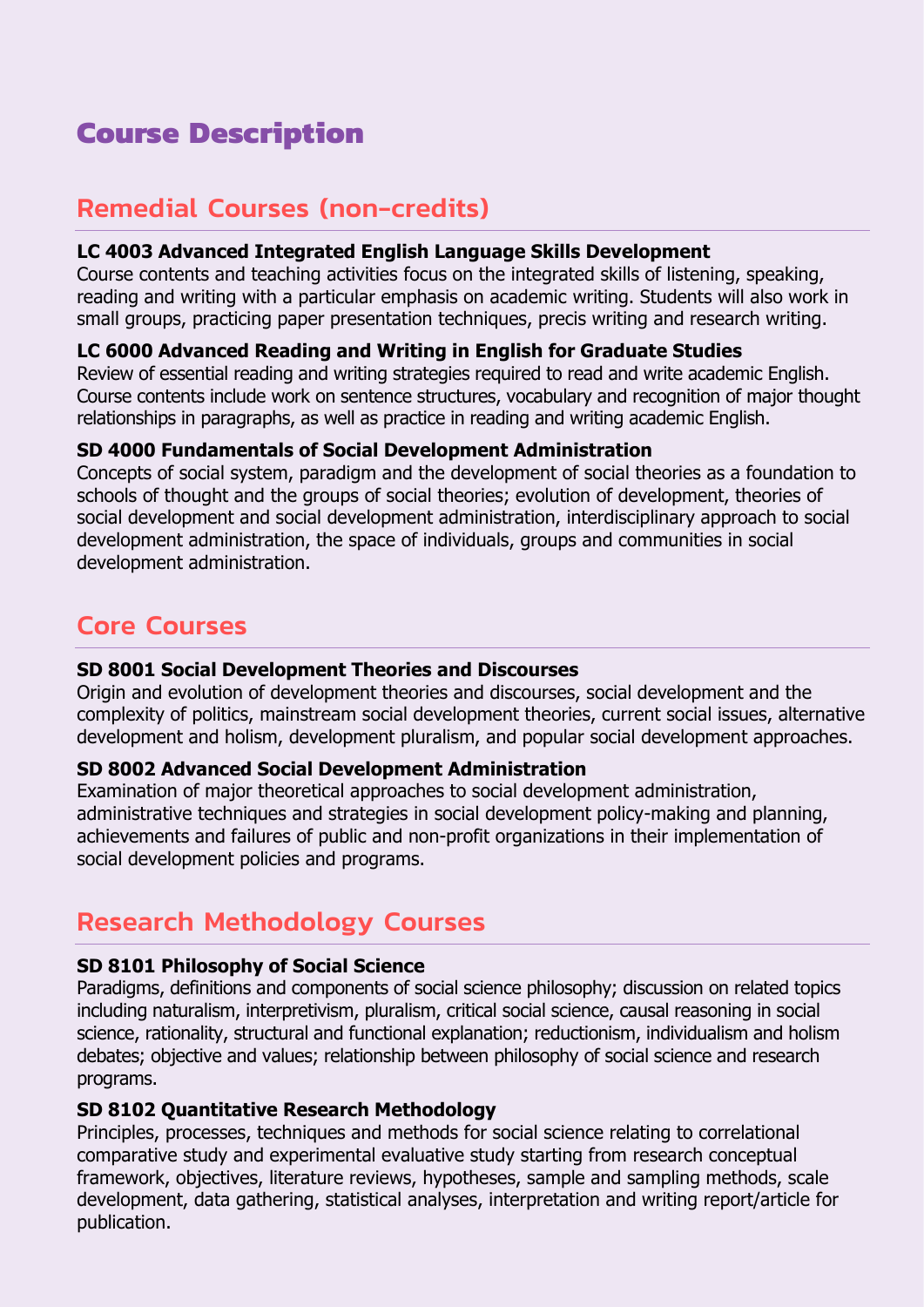# Course Description

## Remedial Courses (non-credits)

**LC 4003 Advanced Integrated English Language Skills Development**
Course contents and teaching activities focus on the integrated skills of listening, speaking, reading and writing with a particular emphasis on academic writing. Students will also work in small groups, practicing paper presentation techniques, precis writing and research writing.

**LC 6000 Advanced Reading and Writing in English for Graduate Studies**
Review of essential reading and writing strategies required to read and write academic English. Course contents include work on sentence structures, vocabulary and recognition of major thought relationships in paragraphs, as well as practice in reading and writing academic English.

**SD 4000 Fundamentals of Social Development Administration**
Concepts of social system, paradigm and the development of social theories as a foundation to schools of thought and the groups of social theories; evolution of development, theories of social development and social development administration, interdisciplinary approach to social development administration, the space of individuals, groups and communities in social development administration.

## Core Courses

**SD 8001 Social Development Theories and Discourses**
Origin and evolution of development theories and discourses, social development and the complexity of politics, mainstream social development theories, current social issues, alternative development and holism, development pluralism, and popular social development approaches.

**SD 8002 Advanced Social Development Administration**
Examination of major theoretical approaches to social development administration, administrative techniques and strategies in social development policy-making and planning, achievements and failures of public and non-profit organizations in their implementation of social development policies and programs.

## Research Methodology Courses

**SD 8101 Philosophy of Social Science**
Paradigms, definitions and components of social science philosophy; discussion on related topics including naturalism, interpretivism, pluralism, critical social science, causal reasoning in social science, rationality, structural and functional explanation; reductionism, individualism and holism debates; objective and values; relationship between philosophy of social science and research programs.

**SD 8102 Quantitative Research Methodology**
Principles, processes, techniques and methods for social science relating to correlational comparative study and experimental evaluative study starting from research conceptual framework, objectives, literature reviews, hypotheses, sample and sampling methods, scale development, data gathering, statistical analyses, interpretation and writing report/article for publication.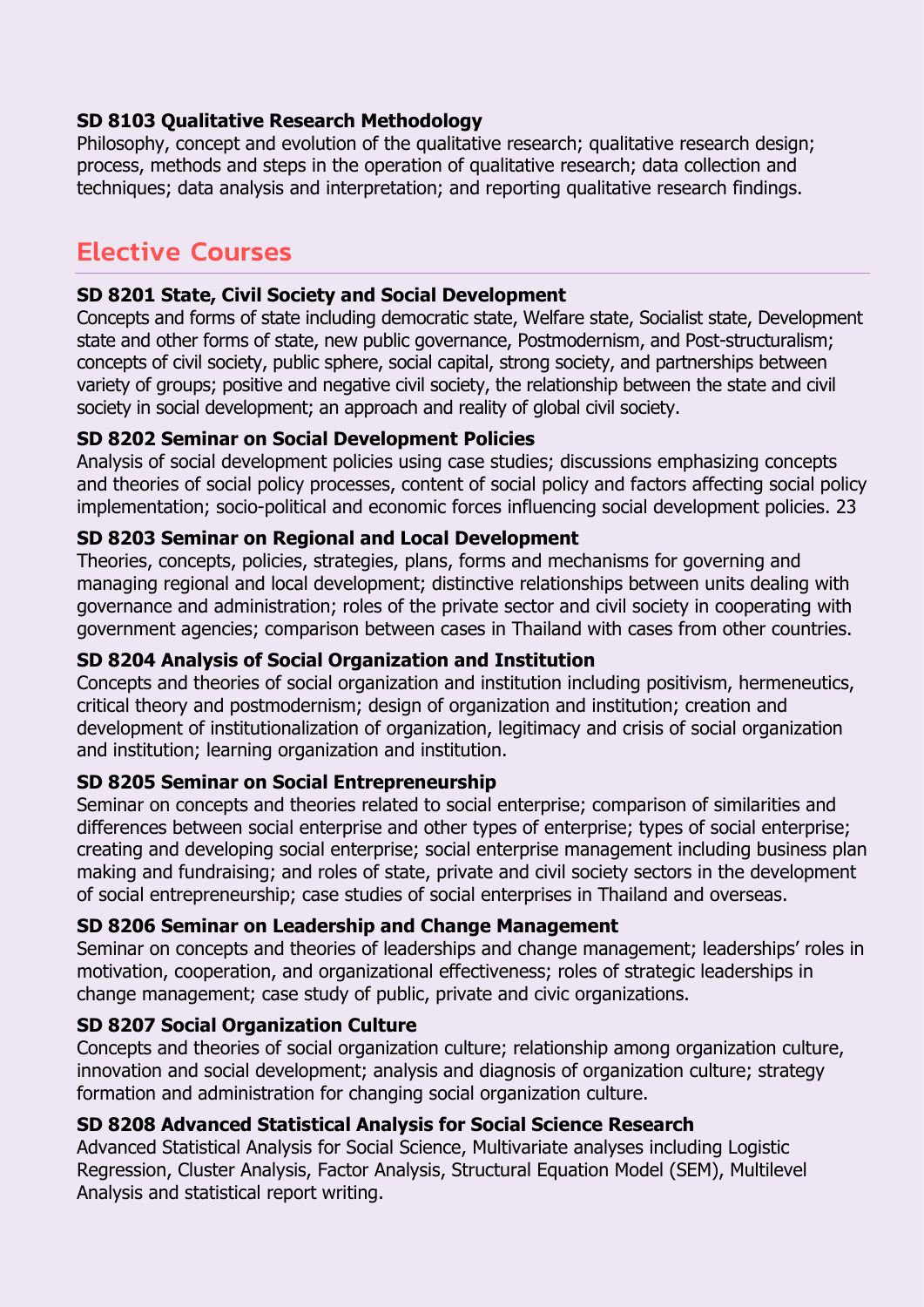**SD 8103 Qualitative Research Methodology**
Philosophy, concept and evolution of the qualitative research; qualitative research design; process, methods and steps in the operation of qualitative research; data collection and techniques; data analysis and interpretation; and reporting qualitative research findings.

## Elective Courses

**SD 8201 State, Civil Society and Social Development**
Concepts and forms of state including democratic state, Welfare state, Socialist state, Development state and other forms of state, new public governance, Postmodernism, and Post-structuralism; concepts of civil society, public sphere, social capital, strong society, and partnerships between variety of groups; positive and negative civil society, the relationship between the state and civil society in social development; an approach and reality of global civil society.

**SD 8202 Seminar on Social Development Policies**
Analysis of social development policies using case studies; discussions emphasizing concepts and theories of social policy processes, content of social policy and factors affecting social policy implementation; socio-political and economic forces influencing social development policies. 23

**SD 8203 Seminar on Regional and Local Development**
Theories, concepts, policies, strategies, plans, forms and mechanisms for governing and managing regional and local development; distinctive relationships between units dealing with governance and administration; roles of the private sector and civil society in cooperating with government agencies; comparison between cases in Thailand with cases from other countries.

**SD 8204 Analysis of Social Organization and Institution**
Concepts and theories of social organization and institution including positivism, hermeneutics, critical theory and postmodernism; design of organization and institution; creation and development of institutionalization of organization, legitimacy and crisis of social organization and institution; learning organization and institution.

**SD 8205 Seminar on Social Entrepreneurship**
Seminar on concepts and theories related to social enterprise; comparison of similarities and differences between social enterprise and other types of enterprise; types of social enterprise; creating and developing social enterprise; social enterprise management including business plan making and fundraising; and roles of state, private and civil society sectors in the development of social entrepreneurship; case studies of social enterprises in Thailand and overseas.

**SD 8206 Seminar on Leadership and Change Management**
Seminar on concepts and theories of leaderships and change management; leaderships' roles in motivation, cooperation, and organizational effectiveness; roles of strategic leaderships in change management; case study of public, private and civic organizations.

**SD 8207 Social Organization Culture**
Concepts and theories of social organization culture; relationship among organization culture, innovation and social development; analysis and diagnosis of organization culture; strategy formation and administration for changing social organization culture.

**SD 8208 Advanced Statistical Analysis for Social Science Research**
Advanced Statistical Analysis for Social Science, Multivariate analyses including Logistic Regression, Cluster Analysis, Factor Analysis, Structural Equation Model (SEM), Multilevel Analysis and statistical report writing.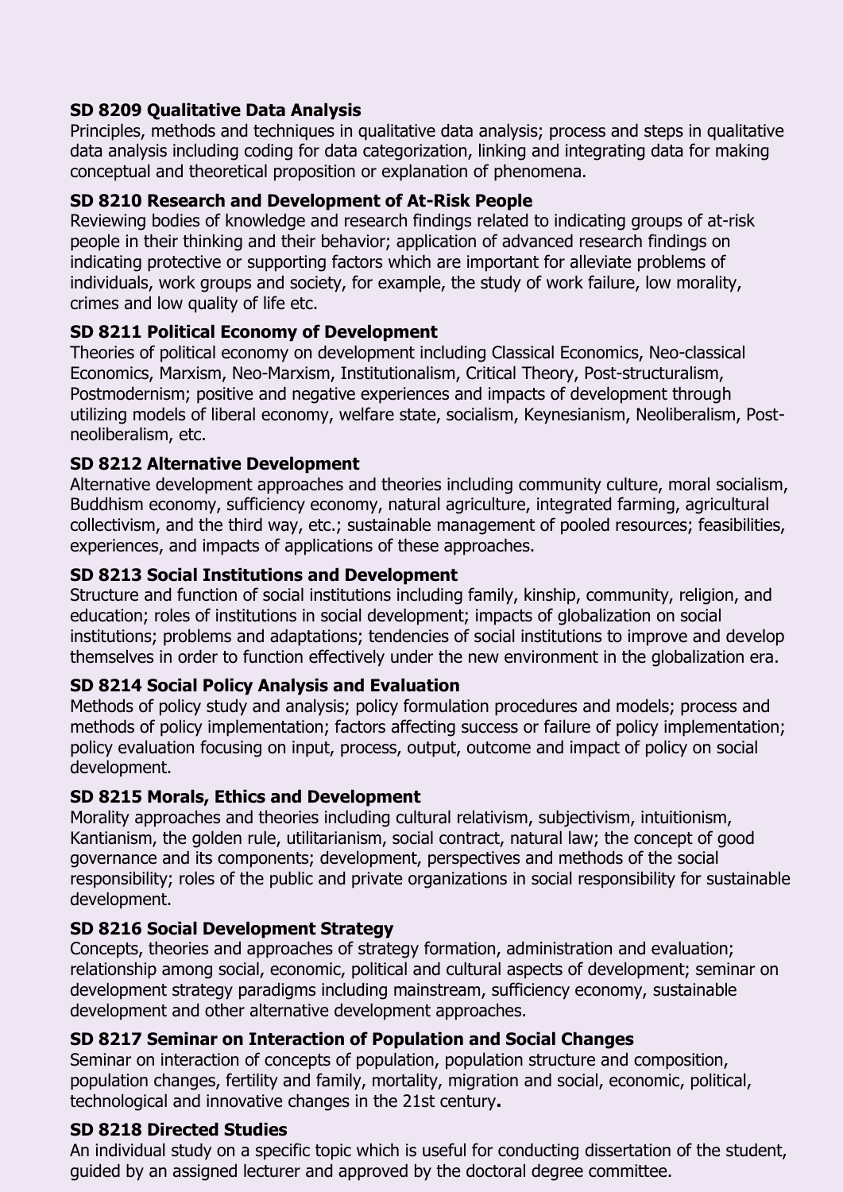**SD 8209 Qualitative Data Analysis**
Principles, methods and techniques in qualitative data analysis; process and steps in qualitative data analysis including coding for data categorization, linking and integrating data for making conceptual and theoretical proposition or explanation of phenomena.

**SD 8210 Research and Development of At-Risk People**
Reviewing bodies of knowledge and research findings related to indicating groups of at-risk people in their thinking and their behavior; application of advanced research findings on indicating protective or supporting factors which are important for alleviate problems of individuals, work groups and society, for example, the study of work failure, low morality, crimes and low quality of life etc.

**SD 8211 Political Economy of Development**
Theories of political economy on development including Classical Economics, Neo-classical Economics, Marxism, Neo-Marxism, Institutionalism, Critical Theory, Post-structuralism, Postmodernism; positive and negative experiences and impacts of development through utilizing models of liberal economy, welfare state, socialism, Keynesianism, Neoliberalism, Post-neoliberalism, etc.

**SD 8212 Alternative Development**
Alternative development approaches and theories including community culture, moral socialism, Buddhism economy, sufficiency economy, natural agriculture, integrated farming, agricultural collectivism, and the third way, etc.; sustainable management of pooled resources; feasibilities, experiences, and impacts of applications of these approaches.

**SD 8213 Social Institutions and Development**
Structure and function of social institutions including family, kinship, community, religion, and education; roles of institutions in social development; impacts of globalization on social institutions; problems and adaptations; tendencies of social institutions to improve and develop themselves in order to function effectively under the new environment in the globalization era.

**SD 8214 Social Policy Analysis and Evaluation**
Methods of policy study and analysis; policy formulation procedures and models; process and methods of policy implementation; factors affecting success or failure of policy implementation; policy evaluation focusing on input, process, output, outcome and impact of policy on social development.

**SD 8215 Morals, Ethics and Development**
Morality approaches and theories including cultural relativism, subjectivism, intuitionism, Kantianism, the golden rule, utilitarianism, social contract, natural law; the concept of good governance and its components; development, perspectives and methods of the social responsibility; roles of the public and private organizations in social responsibility for sustainable development.

**SD 8216 Social Development Strategy**
Concepts, theories and approaches of strategy formation, administration and evaluation; relationship among social, economic, political and cultural aspects of development; seminar on development strategy paradigms including mainstream, sufficiency economy, sustainable development and other alternative development approaches.

**SD 8217 Seminar on Interaction of Population and Social Changes**
Seminar on interaction of concepts of population, population structure and composition, population changes, fertility and family, mortality, migration and social, economic, political, technological and innovative changes in the 21st century**.**

**SD 8218 Directed Studies**
An individual study on a specific topic which is useful for conducting dissertation of the student, guided by an assigned lecturer and approved by the doctoral degree committee.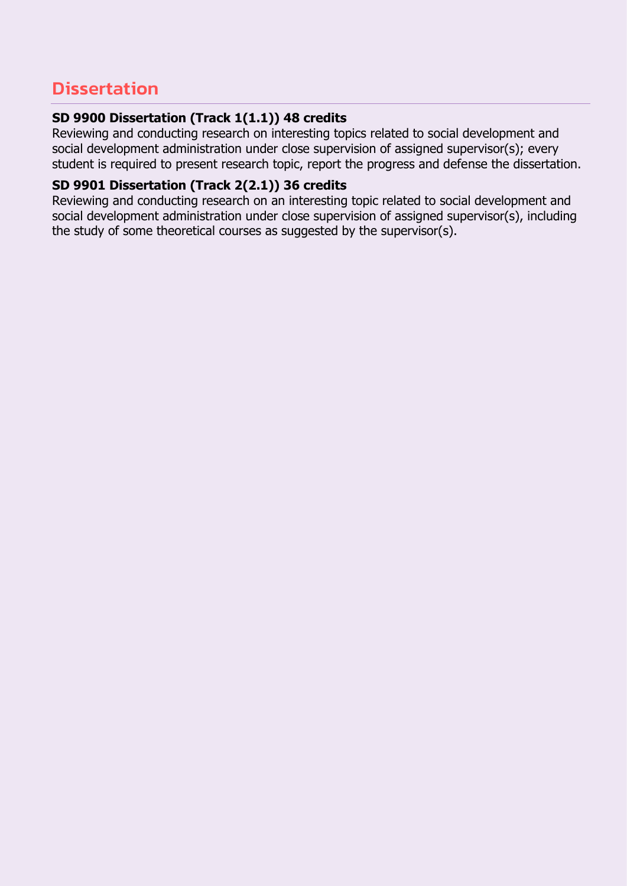## Dissertation

**SD 9900 Dissertation (Track 1(1.1)) 48 credits**

Reviewing and conducting research on interesting topics related to social development and social development administration under close supervision of assigned supervisor(s); every student is required to present research topic, report the progress and defense the dissertation.

**SD 9901 Dissertation (Track 2(2.1)) 36 credits**

Reviewing and conducting research on an interesting topic related to social development and social development administration under close supervision of assigned supervisor(s), including the study of some theoretical courses as suggested by the supervisor(s).